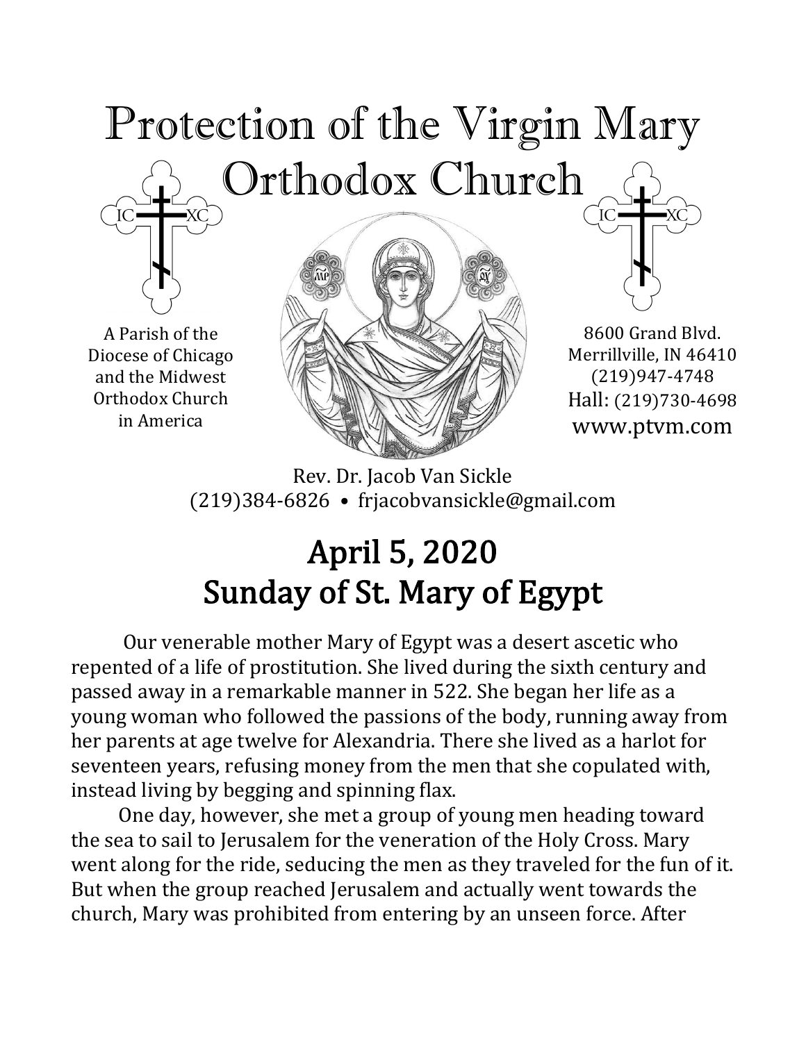# Protection of the Virgin Mary Orthodox Church

A Parish of the Diocese of Chicago and the Midwest Orthodox Church in America

8600 Grand Blvd.
Merrillville, IN 46410
(219)947-4748
Hall: (219)730-4698
www.ptvm.com

Rev. Dr. Jacob Van Sickle
(219)384-6826 • frjacobvansickle@gmail.com

## April 5, 2020
## Sunday of St. Mary of Egypt

Our venerable mother Mary of Egypt was a desert ascetic who repented of a life of prostitution. She lived during the sixth century and passed away in a remarkable manner in 522. She began her life as a young woman who followed the passions of the body, running away from her parents at age twelve for Alexandria. There she lived as a harlot for seventeen years, refusing money from the men that she copulated with, instead living by begging and spinning flax.

One day, however, she met a group of young men heading toward the sea to sail to Jerusalem for the veneration of the Holy Cross. Mary went along for the ride, seducing the men as they traveled for the fun of it. But when the group reached Jerusalem and actually went towards the church, Mary was prohibited from entering by an unseen force. After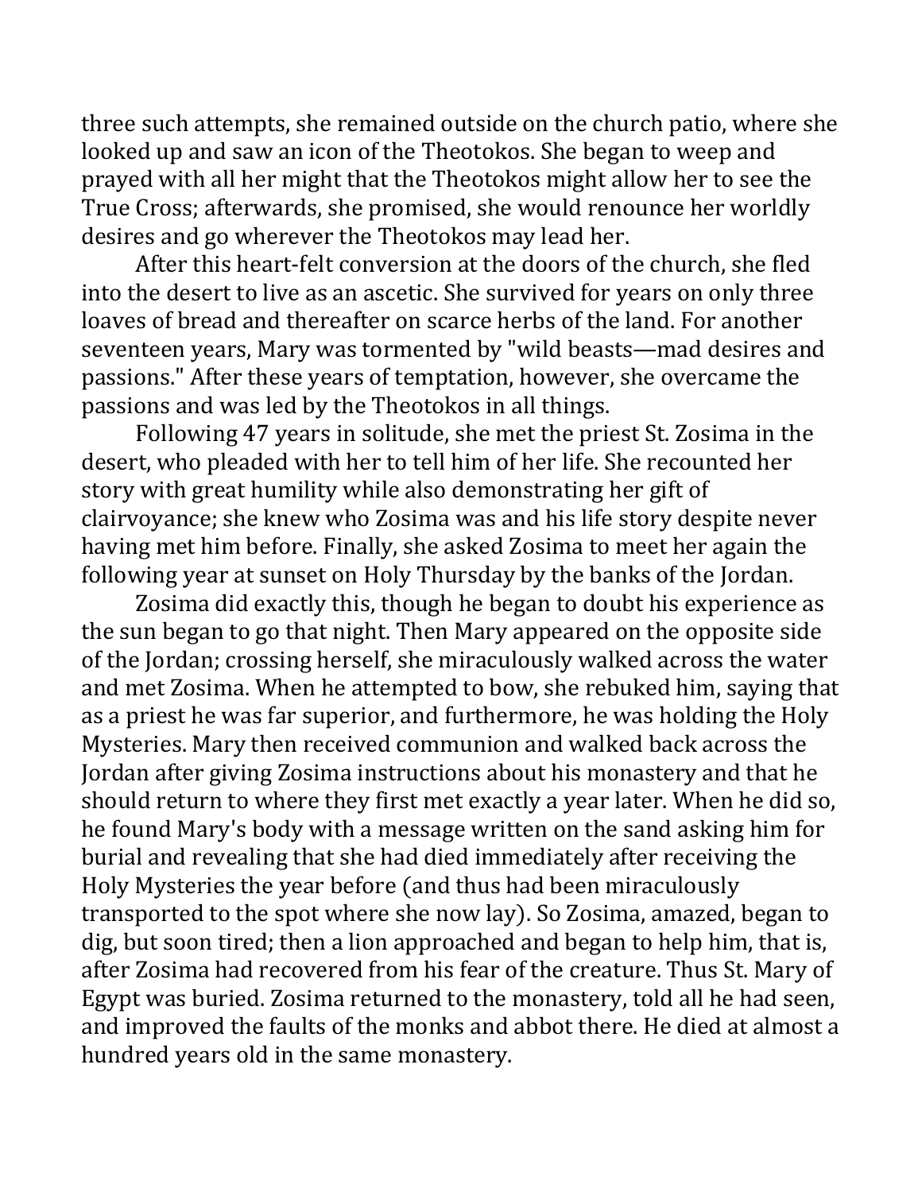three such attempts, she remained outside on the church patio, where she looked up and saw an icon of the Theotokos. She began to weep and prayed with all her might that the Theotokos might allow her to see the True Cross; afterwards, she promised, she would renounce her worldly desires and go wherever the Theotokos may lead her.

After this heart-felt conversion at the doors of the church, she fled into the desert to live as an ascetic. She survived for years on only three loaves of bread and thereafter on scarce herbs of the land. For another seventeen years, Mary was tormented by "wild beasts—mad desires and passions." After these years of temptation, however, she overcame the passions and was led by the Theotokos in all things.

Following 47 years in solitude, she met the priest St. Zosima in the desert, who pleaded with her to tell him of her life. She recounted her story with great humility while also demonstrating her gift of clairvoyance; she knew who Zosima was and his life story despite never having met him before. Finally, she asked Zosima to meet her again the following year at sunset on Holy Thursday by the banks of the Jordan.

Zosima did exactly this, though he began to doubt his experience as the sun began to go that night. Then Mary appeared on the opposite side of the Jordan; crossing herself, she miraculously walked across the water and met Zosima. When he attempted to bow, she rebuked him, saying that as a priest he was far superior, and furthermore, he was holding the Holy Mysteries. Mary then received communion and walked back across the Jordan after giving Zosima instructions about his monastery and that he should return to where they first met exactly a year later. When he did so, he found Mary's body with a message written on the sand asking him for burial and revealing that she had died immediately after receiving the Holy Mysteries the year before (and thus had been miraculously transported to the spot where she now lay). So Zosima, amazed, began to dig, but soon tired; then a lion approached and began to help him, that is, after Zosima had recovered from his fear of the creature. Thus St. Mary of Egypt was buried. Zosima returned to the monastery, told all he had seen, and improved the faults of the monks and abbot there. He died at almost a hundred years old in the same monastery.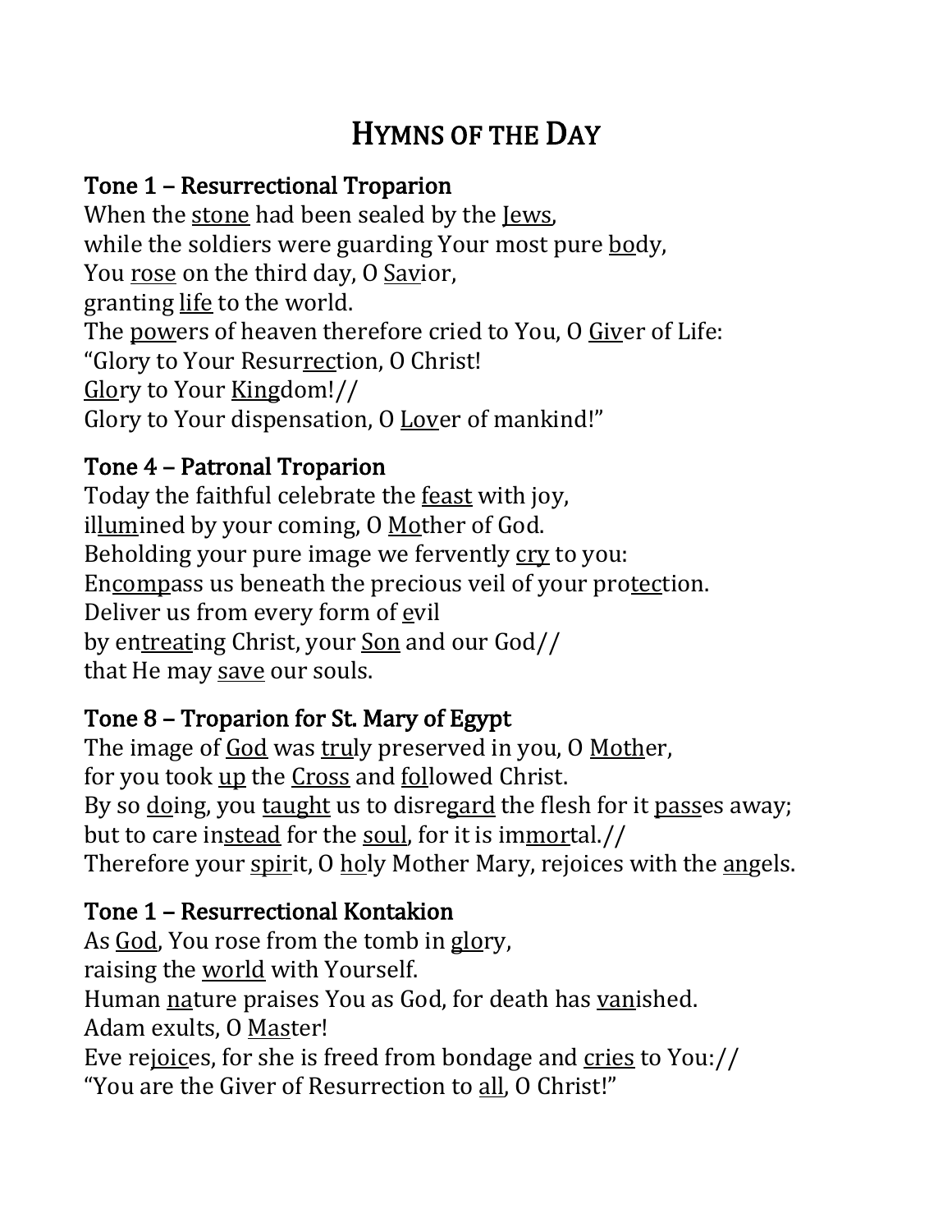# HYMNS OF THE DAY

## Tone 1 – Resurrectional Troparion

When the <u>stone</u> had been sealed by the <u>Jews</u>,
while the soldiers were guarding Your most pure <u>bo</u>dy,
You <u>rose</u> on the third day, O <u>Sav</u>ior,
granting <u>life</u> to the world.
The <u>pow</u>ers of heaven therefore cried to You, O <u>Giv</u>er of Life:
"Glory to Your Resur<u>rec</u>tion, O Christ!
<u>Glo</u>ry to Your <u>King</u>dom!//
Glory to Your dispensation, O <u>Lov</u>er of mankind!"

## Tone 4 – Patronal Troparion

Today the faithful celebrate the <u>feast</u> with joy,
il<u>lum</u>ined by your coming, O <u>Mo</u>ther of God.
Beholding your pure image we fervently <u>cry</u> to you:
En<u>comp</u>ass us beneath the precious veil of your pro<u>tec</u>tion.
Deliver us from every form of <u>e</u>vil
by en<u>treat</u>ing Christ, your <u>Son</u> and our God//
that He may <u>save</u> our souls.

## Tone 8 – Troparion for St. Mary of Egypt

The image of <u>God</u> was <u>tru</u>ly preserved in you, O <u>Moth</u>er,
for you took <u>up</u> the <u>Cross</u> and <u>fol</u>lowed Christ.
By so <u>do</u>ing, you <u>taught</u> us to disre<u>gard</u> the flesh for it <u>pass</u>es away;
but to care in<u>stead</u> for the <u>soul</u>, for it is im<u>mor</u>tal.//
Therefore your <u>spir</u>it, O <u>ho</u>ly Mother Mary, rejoices with the <u>an</u>gels.

## Tone 1 – Resurrectional Kontakion

As <u>God</u>, You rose from the tomb in <u>glo</u>ry,
raising the <u>world</u> with Yourself.
Human <u>na</u>ture praises You as God, for death has <u>van</u>ished.
Adam exults, O <u>Mas</u>ter!
Eve re<u>joic</u>es, for she is freed from bondage and <u>cries</u> to You://
"You are the Giver of Resurrection to <u>all</u>, O Christ!"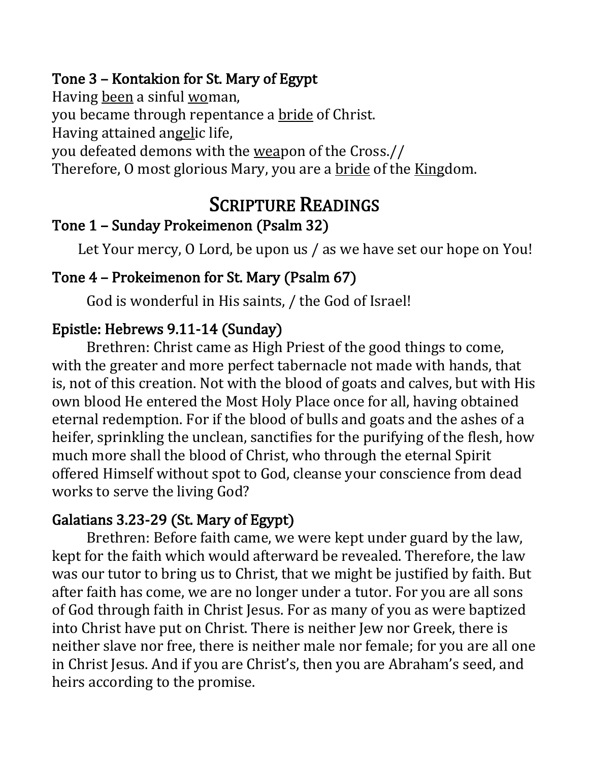### Tone 3 – Kontakion for St. Mary of Egypt

Having <u>been</u> a sinful <u>wo</u>man,
you became through repentance a <u>bride</u> of Christ.
Having attained an<u>gel</u>ic life,
you defeated demons with the <u>wea</u>pon of the Cross.//
Therefore, O most glorious Mary, you are a <u>bride</u> of the <u>King</u>dom.

## SCRIPTURE READINGS

### Tone 1 – Sunday Prokeimenon (Psalm 32)

Let Your mercy, O Lord, be upon us / as we have set our hope on You!

### Tone 4 – Prokeimenon for St. Mary (Psalm 67)

God is wonderful in His saints, / the God of Israel!

### Epistle: Hebrews 9.11-14 (Sunday)

Brethren: Christ came as High Priest of the good things to come, with the greater and more perfect tabernacle not made with hands, that is, not of this creation. Not with the blood of goats and calves, but with His own blood He entered the Most Holy Place once for all, having obtained eternal redemption. For if the blood of bulls and goats and the ashes of a heifer, sprinkling the unclean, sanctifies for the purifying of the flesh, how much more shall the blood of Christ, who through the eternal Spirit offered Himself without spot to God, cleanse your conscience from dead works to serve the living God?

### Galatians 3.23-29 (St. Mary of Egypt)

Brethren: Before faith came, we were kept under guard by the law, kept for the faith which would afterward be revealed. Therefore, the law was our tutor to bring us to Christ, that we might be justified by faith. But after faith has come, we are no longer under a tutor. For you are all sons of God through faith in Christ Jesus. For as many of you as were baptized into Christ have put on Christ. There is neither Jew nor Greek, there is neither slave nor free, there is neither male nor female; for you are all one in Christ Jesus. And if you are Christ's, then you are Abraham's seed, and heirs according to the promise.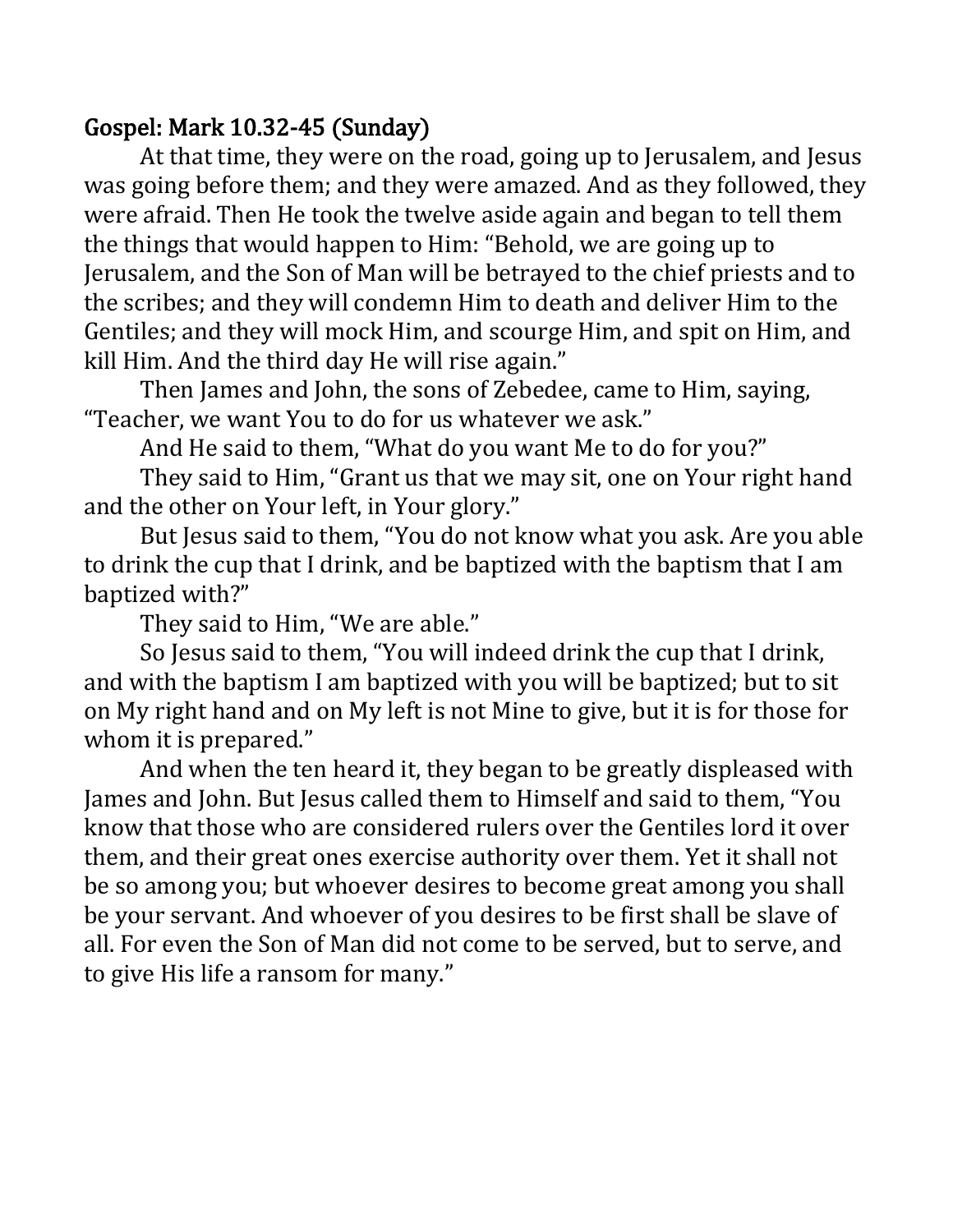## Gospel: Mark 10.32-45 (Sunday)

At that time, they were on the road, going up to Jerusalem, and Jesus was going before them; and they were amazed. And as they followed, they were afraid. Then He took the twelve aside again and began to tell them the things that would happen to Him: "Behold, we are going up to Jerusalem, and the Son of Man will be betrayed to the chief priests and to the scribes; and they will condemn Him to death and deliver Him to the Gentiles; and they will mock Him, and scourge Him, and spit on Him, and kill Him. And the third day He will rise again."

Then James and John, the sons of Zebedee, came to Him, saying, "Teacher, we want You to do for us whatever we ask."

And He said to them, "What do you want Me to do for you?"

They said to Him, "Grant us that we may sit, one on Your right hand and the other on Your left, in Your glory."

But Jesus said to them, "You do not know what you ask. Are you able to drink the cup that I drink, and be baptized with the baptism that I am baptized with?"

They said to Him, "We are able."

So Jesus said to them, "You will indeed drink the cup that I drink, and with the baptism I am baptized with you will be baptized; but to sit on My right hand and on My left is not Mine to give, but it is for those for whom it is prepared."

And when the ten heard it, they began to be greatly displeased with James and John. But Jesus called them to Himself and said to them, "You know that those who are considered rulers over the Gentiles lord it over them, and their great ones exercise authority over them. Yet it shall not be so among you; but whoever desires to become great among you shall be your servant. And whoever of you desires to be first shall be slave of all. For even the Son of Man did not come to be served, but to serve, and to give His life a ransom for many."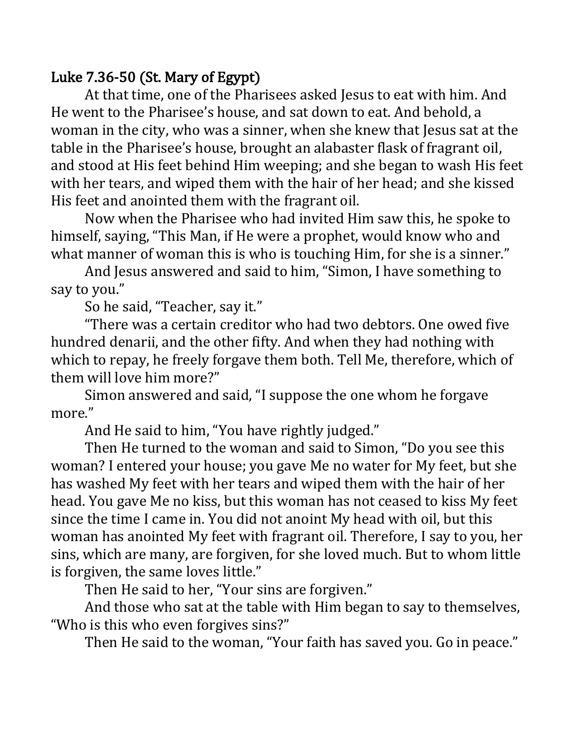## Luke 7.36-50 (St. Mary of Egypt)

At that time, one of the Pharisees asked Jesus to eat with him. And He went to the Pharisee's house, and sat down to eat. And behold, a woman in the city, who was a sinner, when she knew that Jesus sat at the table in the Pharisee's house, brought an alabaster flask of fragrant oil, and stood at His feet behind Him weeping; and she began to wash His feet with her tears, and wiped them with the hair of her head; and she kissed His feet and anointed them with the fragrant oil.

Now when the Pharisee who had invited Him saw this, he spoke to himself, saying, "This Man, if He were a prophet, would know who and what manner of woman this is who is touching Him, for she is a sinner."

And Jesus answered and said to him, "Simon, I have something to say to you."

So he said, "Teacher, say it."

"There was a certain creditor who had two debtors. One owed five hundred denarii, and the other fifty. And when they had nothing with which to repay, he freely forgave them both. Tell Me, therefore, which of them will love him more?"

Simon answered and said, "I suppose the one whom he forgave more."

And He said to him, "You have rightly judged."

Then He turned to the woman and said to Simon, "Do you see this woman? I entered your house; you gave Me no water for My feet, but she has washed My feet with her tears and wiped them with the hair of her head. You gave Me no kiss, but this woman has not ceased to kiss My feet since the time I came in. You did not anoint My head with oil, but this woman has anointed My feet with fragrant oil. Therefore, I say to you, her sins, which are many, are forgiven, for she loved much. But to whom little is forgiven, the same loves little."

Then He said to her, "Your sins are forgiven."

And those who sat at the table with Him began to say to themselves, "Who is this who even forgives sins?"

Then He said to the woman, "Your faith has saved you. Go in peace."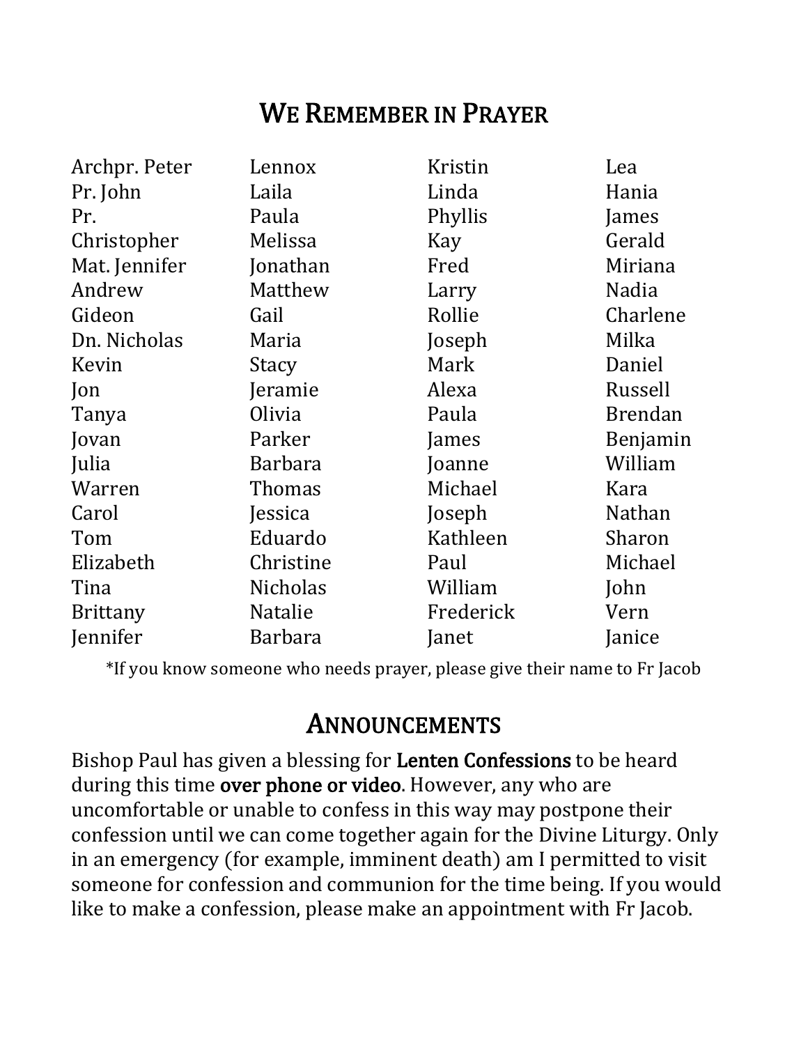# We Remember in Prayer

Archpr. Peter
Pr. John
Pr.
Christopher
Mat. Jennifer
Andrew
Gideon
Dn. Nicholas
Kevin
Jon
Tanya
Jovan
Julia
Warren
Carol
Tom
Elizabeth
Tina
Brittany
Jennifer
Lennox
Laila
Paula
Melissa
Jonathan
Matthew
Gail
Maria
Stacy
Jeramie
Olivia
Parker
Barbara
Thomas
Jessica
Eduardo
Christine
Nicholas
Natalie
Barbara
Kristin
Linda
Phyllis
Kay
Fred
Larry
Rollie
Joseph
Mark
Alexa
Paula
James
Joanne
Michael
Joseph
Kathleen
Paul
William
Frederick
Janet
Lea
Hania
James
Gerald
Miriana
Nadia
Charlene
Milka
Daniel
Russell
Brendan
Benjamin
William
Kara
Nathan
Sharon
Michael
John
Vern
Janice

*If you know someone who needs prayer, please give their name to Fr Jacob

# Announcements

Bishop Paul has given a blessing for **Lenten Confessions** to be heard during this time **over phone or video**. However, any who are uncomfortable or unable to confess in this way may postpone their confession until we can come together again for the Divine Liturgy. Only in an emergency (for example, imminent death) am I permitted to visit someone for confession and communion for the time being. If you would like to make a confession, please make an appointment with Fr Jacob.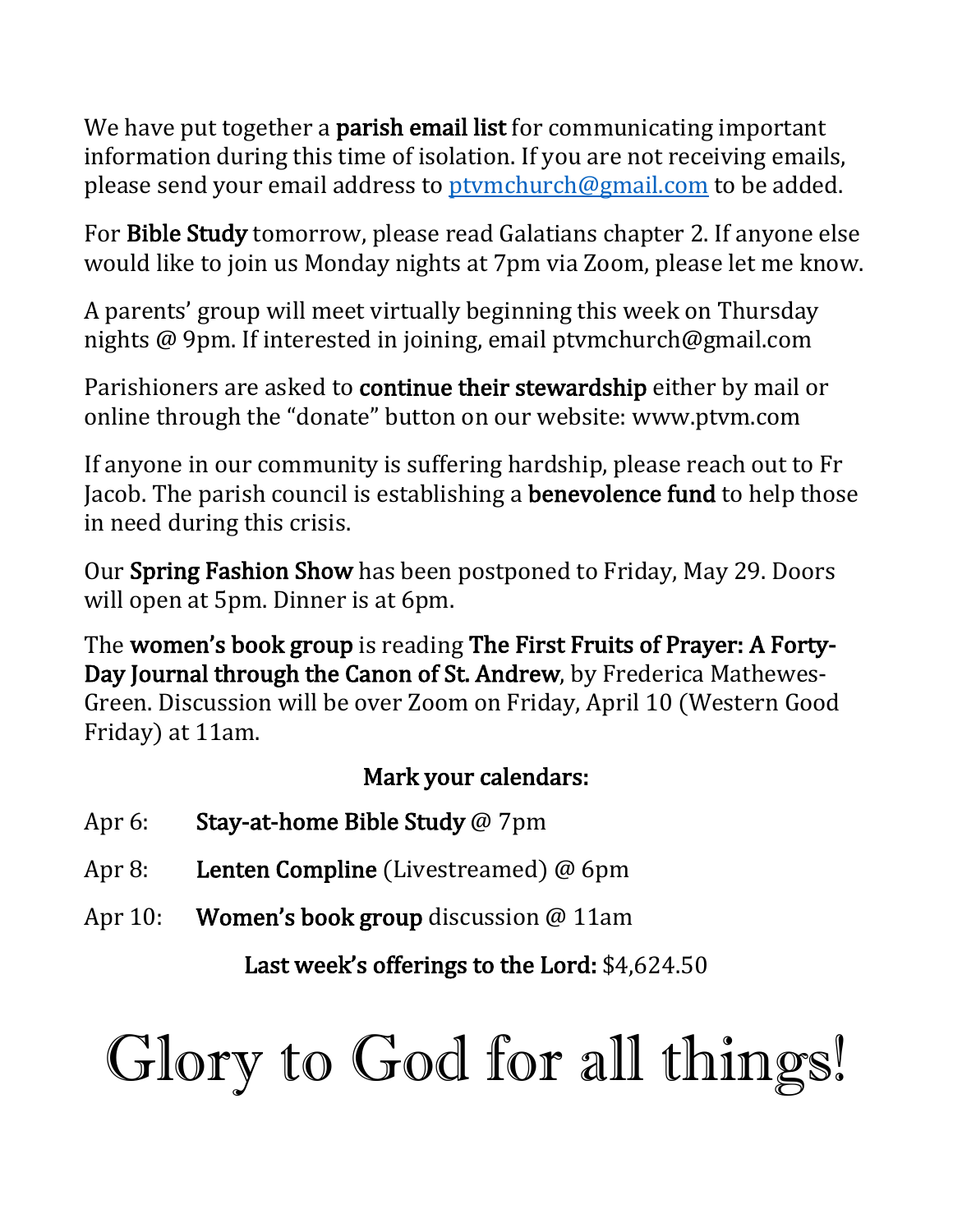We have put together a **parish email list** for communicating important information during this time of isolation. If you are not receiving emails, please send your email address to ptvmchurch@gmail.com to be added.

For **Bible Study** tomorrow, please read Galatians chapter 2. If anyone else would like to join us Monday nights at 7pm via Zoom, please let me know.

A parents' group will meet virtually beginning this week on Thursday nights @ 9pm. If interested in joining, email ptvmchurch@gmail.com

Parishioners are asked to **continue their stewardship** either by mail or online through the "donate" button on our website: www.ptvm.com

If anyone in our community is suffering hardship, please reach out to Fr Jacob. The parish council is establishing a **benevolence fund** to help those in need during this crisis.

Our **Spring Fashion Show** has been postponed to Friday, May 29. Doors will open at 5pm. Dinner is at 6pm.

The **women's book group** is reading **The First Fruits of Prayer: A Forty-Day Journal through the Canon of St. Andrew**, by Frederica Mathewes-Green. Discussion will be over Zoom on Friday, April 10 (Western Good Friday) at 11am.

**Mark your calendars:**

Apr 6: **Stay-at-home Bible Study** @ 7pm

Apr 8: **Lenten Compline** (Livestreamed) @ 6pm

Apr 10: **Women's book group** discussion @ 11am

**Last week's offerings to the Lord:** $4,624.50

# Glory to God for all things!